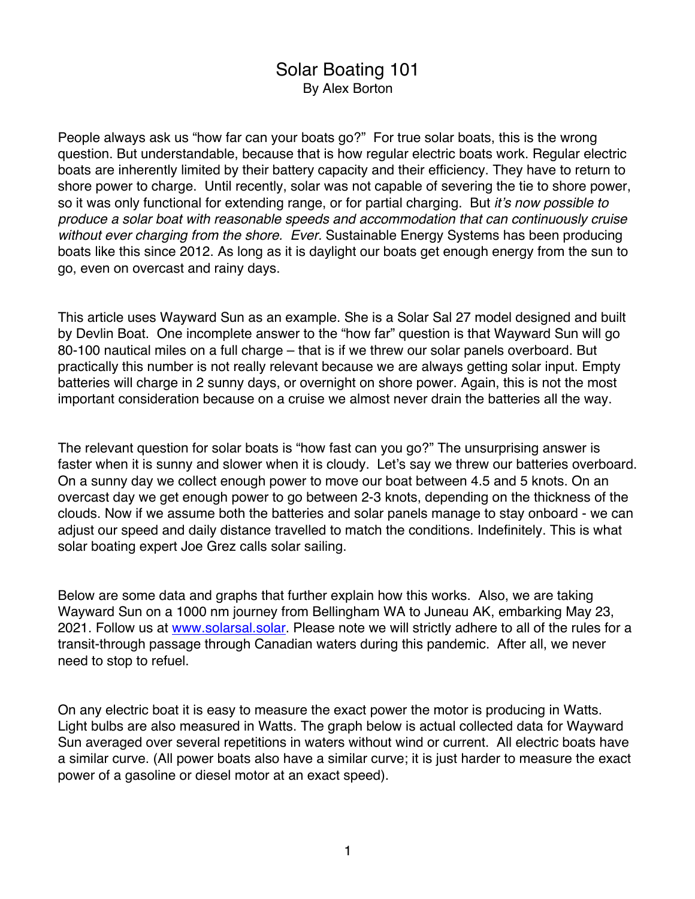# Solar Boating 101

By Alex Borton

People always ask us "how far can your boats go?" For true solar boats, this is the wrong question. But understandable, because that is how regular electric boats work. Regular electric boats are inherently limited by their battery capacity and their efficiency. They have to return to shore power to charge. Until recently, solar was not capable of severing the tie to shore power, so it was only functional for extending range, or for partial charging. But *it's now possible to produce a solar boat with reasonable speeds and accommodation that can continuously cruise without ever charging from the shore. Ever.* Sustainable Energy Systems has been producing boats like this since 2012. As long as it is daylight our boats get enough energy from the sun to go, even on overcast and rainy days.

This article uses Wayward Sun as an example. She is a Solar Sal 27 model designed and built by Devlin Boat. One incomplete answer to the "how far" question is that Wayward Sun will go 80-100 nautical miles on a full charge – that is if we threw our solar panels overboard. But practically this number is not really relevant because we are always getting solar input. Empty batteries will charge in 2 sunny days, or overnight on shore power. Again, this is not the most important consideration because on a cruise we almost never drain the batteries all the way.

The relevant question for solar boats is "how fast can you go?" The unsurprising answer is faster when it is sunny and slower when it is cloudy. Let's say we threw our batteries overboard. On a sunny day we collect enough power to move our boat between 4.5 and 5 knots. On an overcast day we get enough power to go between 2-3 knots, depending on the thickness of the clouds. Now if we assume both the batteries and solar panels manage to stay onboard - we can adjust our speed and daily distance travelled to match the conditions. Indefinitely. This is what solar boating expert Joe Grez calls solar sailing.

Below are some data and graphs that further explain how this works. Also, we are taking Wayward Sun on a 1000 nm journey from Bellingham WA to Juneau AK, embarking May 23, 2021. Follow us at [www.solarsal.solar](http://www.solarsal.solar). Please note we will strictly adhere to all of the rules for a transit-through passage through Canadian waters during this pandemic. After all, we never need to stop to refuel.

On any electric boat it is easy to measure the exact power the motor is producing in Watts. Light bulbs are also measured in Watts. The graph below is actual collected data for Wayward Sun averaged over several repetitions in waters without wind or current. All electric boats have a similar curve. (All power boats also have a similar curve; it is just harder to measure the exact power of a gasoline or diesel motor at an exact speed).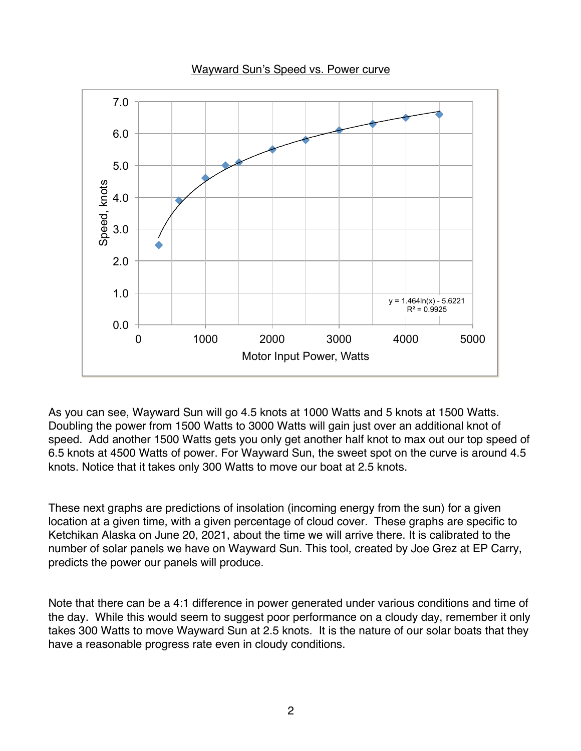Wayward Sun's Speed vs. Power curve

As you can see, Wayward Sun will go 4.5 knots at 1000 Watts and 5 knots at 1500 Watts. Doubling the power from 1500 Watts to 3000 Watts will gain just over an additional knot of speed. Add another 1500 Watts gets you only get another half knot to max out our top speed of 6.5 knots at 4500 Watts of power. For Wayward Sun, the sweet spot on the curve is around 4.5 knots. Notice that it takes only 300 Watts to move our boat at 2.5 knots.

These next graphs are predictions of insolation (incoming energy from the sun) for a given location at a given time, with a given percentage of cloud cover. These graphs are specific to Ketchikan Alaska on June 20, 2021, about the time we will arrive there. It is calibrated to the number of solar panels we have on Wayward Sun. This tool, created by Joe Grez at EP Carry, predicts the power our panels will produce.

Note that there can be a 4:1 difference in power generated under various conditions and time of the day. While this would seem to suggest poor performance on a cloudy day, remember it only takes 300 Watts to move Wayward Sun at 2.5 knots. It is the nature of our solar boats that they have a reasonable progress rate even in cloudy conditions.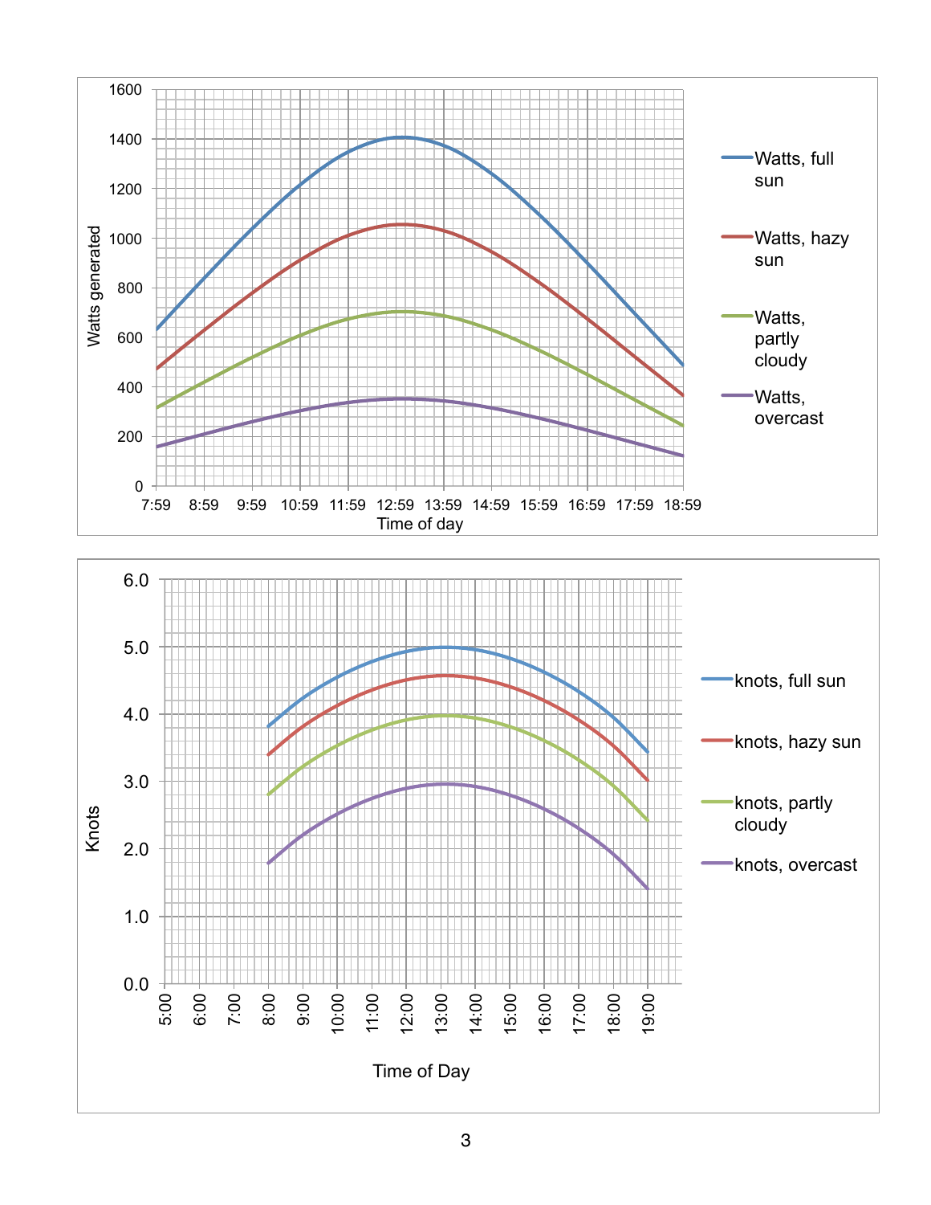Watts generated

1600
1400
1200
1000
800
600
400
200
0

7:59 8:59 9:59 10:59 11:59 12:59 13:59 14:59 15:59 16:59 17:59 18:59

Time of day

- Watts, full sun
- Watts, hazy sun
- Watts, partly cloudy
- Watts, overcast

Knots

6.0
5.0
4.0
3.0
2.0
1.0
0.0

5:00 6:00 7:00 8:00 9:00 10:00 11:00 12:00 13:00 14:00 15:00 16:00 17:00 18:00 19:00

Time of Day

- knots, full sun
- knots, hazy sun
- knots, partly cloudy
- knots, overcast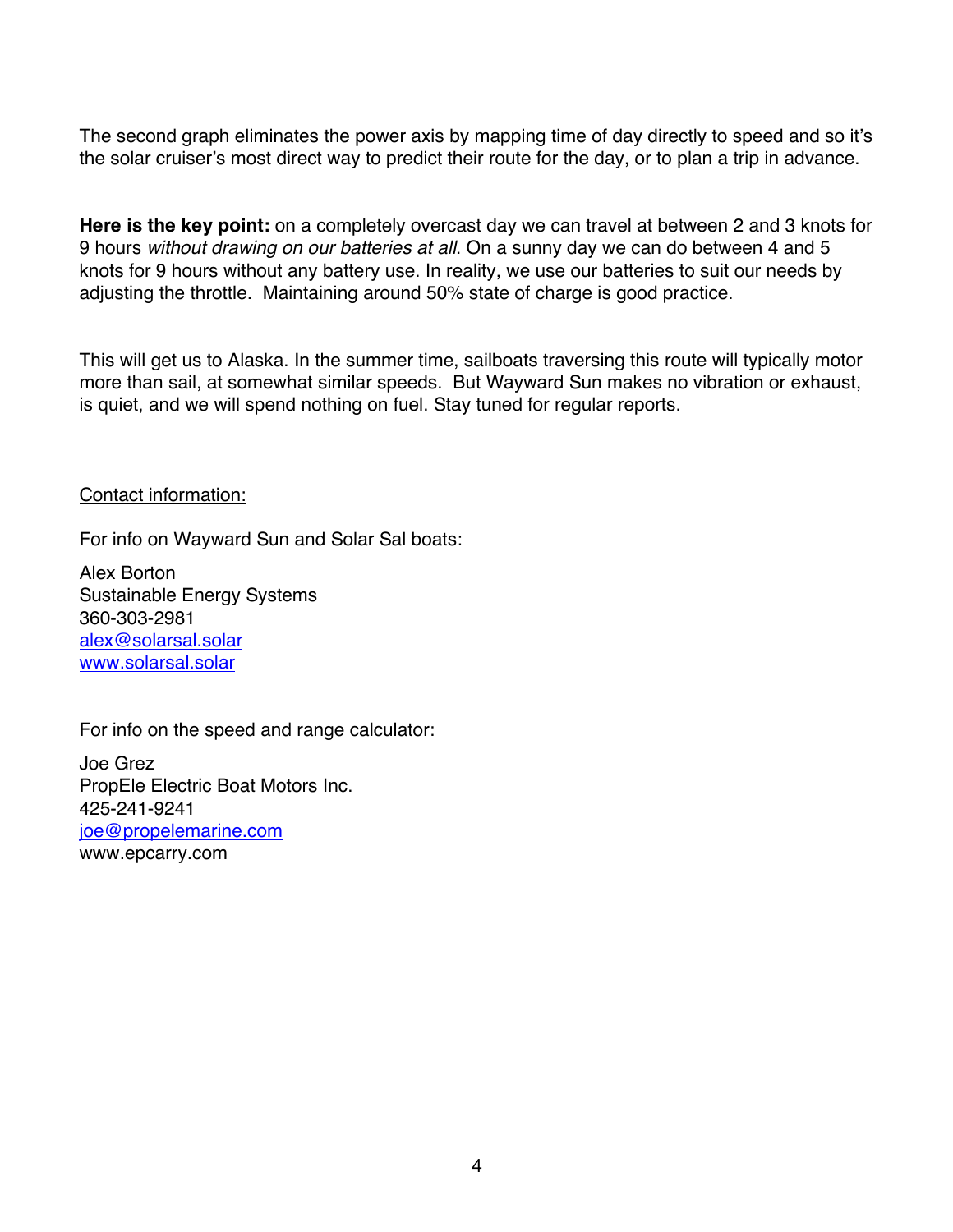The second graph eliminates the power axis by mapping time of day directly to speed and so it's the solar cruiser's most direct way to predict their route for the day, or to plan a trip in advance.

**Here is the key point:** on a completely overcast day we can travel at between 2 and 3 knots for 9 hours *without drawing on our batteries at all*. On a sunny day we can do between 4 and 5 knots for 9 hours without any battery use. In reality, we use our batteries to suit our needs by adjusting the throttle. Maintaining around 50% state of charge is good practice.

This will get us to Alaska. In the summer time, sailboats traversing this route will typically motor more than sail, at somewhat similar speeds. But Wayward Sun makes no vibration or exhaust, is quiet, and we will spend nothing on fuel. Stay tuned for regular reports.

<u>Contact information:</u>

For info on Wayward Sun and Solar Sal boats:

Alex Borton
Sustainable Energy Systems
360-303-2981
alex@solarsal.solar
www.solarsal.solar

For info on the speed and range calculator:

Joe Grez
PropEle Electric Boat Motors Inc.
425-241-9241
joe@propelemarine.com
www.epcarry.com